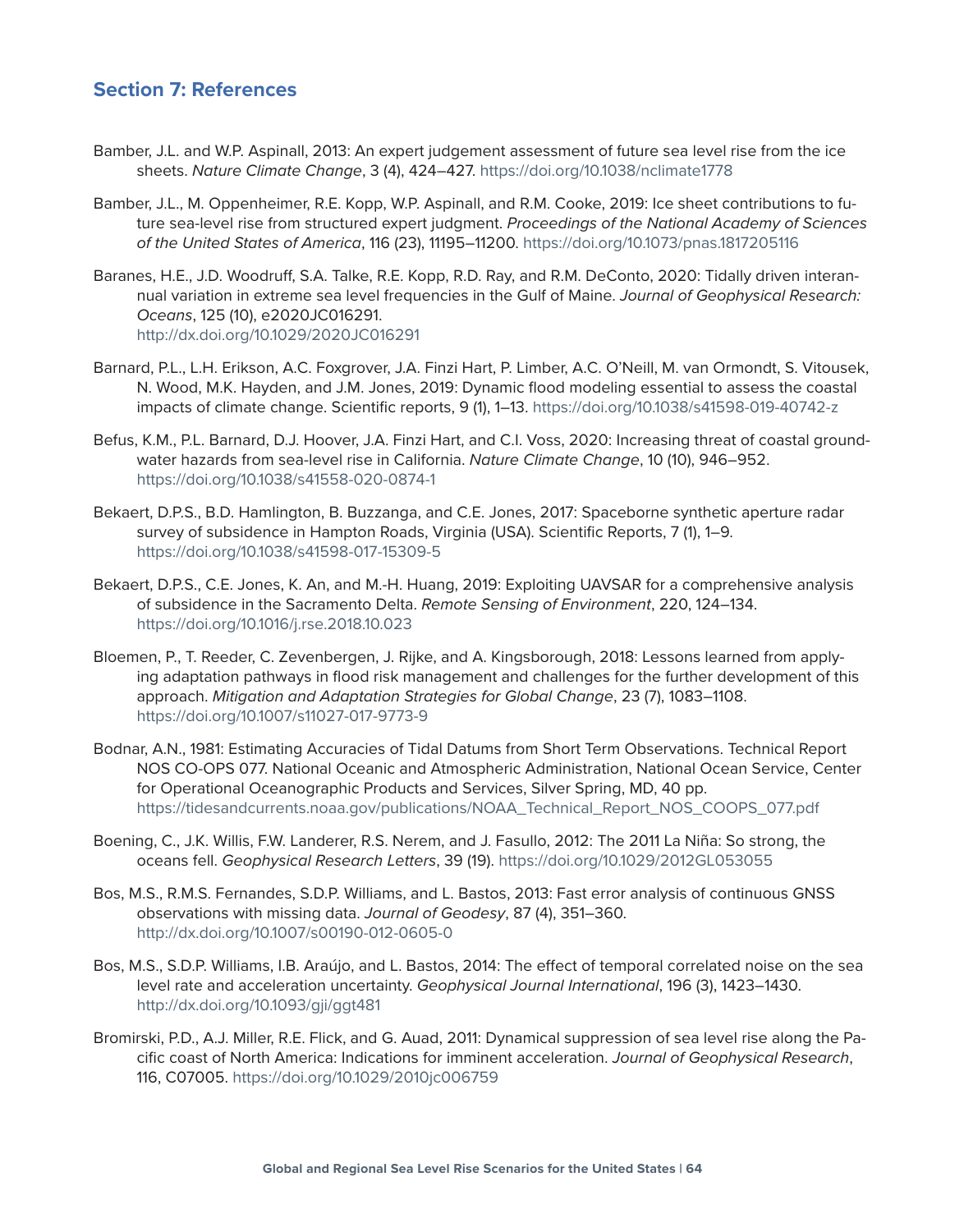## Section 7: References

Bamber, J.L. and W.P. Aspinall, 2013: An expert judgement assessment of future sea level rise from the ice sheets. *Nature Climate Change*, 3 (4), 424–427. https://doi.org/10.1038/nclimate1778

Bamber, J.L., M. Oppenheimer, R.E. Kopp, W.P. Aspinall, and R.M. Cooke, 2019: Ice sheet contributions to future sea-level rise from structured expert judgment. *Proceedings of the National Academy of Sciences of the United States of America*, 116 (23), 11195–11200. https://doi.org/10.1073/pnas.1817205116

Baranes, H.E., J.D. Woodruff, S.A. Talke, R.E. Kopp, R.D. Ray, and R.M. DeConto, 2020: Tidally driven interannual variation in extreme sea level frequencies in the Gulf of Maine. *Journal of Geophysical Research: Oceans*, 125 (10), e2020JC016291. http://dx.doi.org/10.1029/2020JC016291

Barnard, P.L., L.H. Erikson, A.C. Foxgrover, J.A. Finzi Hart, P. Limber, A.C. O'Neill, M. van Ormondt, S. Vitousek, N. Wood, M.K. Hayden, and J.M. Jones, 2019: Dynamic flood modeling essential to assess the coastal impacts of climate change. Scientific reports, 9 (1), 1–13. https://doi.org/10.1038/s41598-019-40742-z

Befus, K.M., P.L. Barnard, D.J. Hoover, J.A. Finzi Hart, and C.I. Voss, 2020: Increasing threat of coastal groundwater hazards from sea-level rise in California. *Nature Climate Change*, 10 (10), 946–952. https://doi.org/10.1038/s41558-020-0874-1

Bekaert, D.P.S., B.D. Hamlington, B. Buzzanga, and C.E. Jones, 2017: Spaceborne synthetic aperture radar survey of subsidence in Hampton Roads, Virginia (USA). Scientific Reports, 7 (1), 1–9. https://doi.org/10.1038/s41598-017-15309-5

Bekaert, D.P.S., C.E. Jones, K. An, and M.-H. Huang, 2019: Exploiting UAVSAR for a comprehensive analysis of subsidence in the Sacramento Delta. *Remote Sensing of Environment*, 220, 124–134. https://doi.org/10.1016/j.rse.2018.10.023

Bloemen, P., T. Reeder, C. Zevenbergen, J. Rijke, and A. Kingsborough, 2018: Lessons learned from applying adaptation pathways in flood risk management and challenges for the further development of this approach. *Mitigation and Adaptation Strategies for Global Change*, 23 (7), 1083–1108. https://doi.org/10.1007/s11027-017-9773-9

Bodnar, A.N., 1981: Estimating Accuracies of Tidal Datums from Short Term Observations. Technical Report NOS CO-OPS 077. National Oceanic and Atmospheric Administration, National Ocean Service, Center for Operational Oceanographic Products and Services, Silver Spring, MD, 40 pp. https://tidesandcurrents.noaa.gov/publications/NOAA_Technical_Report_NOS_COOPS_077.pdf

Boening, C., J.K. Willis, F.W. Landerer, R.S. Nerem, and J. Fasullo, 2012: The 2011 La Niña: So strong, the oceans fell. *Geophysical Research Letters*, 39 (19). https://doi.org/10.1029/2012GL053055

Bos, M.S., R.M.S. Fernandes, S.D.P. Williams, and L. Bastos, 2013: Fast error analysis of continuous GNSS observations with missing data. *Journal of Geodesy*, 87 (4), 351–360. http://dx.doi.org/10.1007/s00190-012-0605-0

Bos, M.S., S.D.P. Williams, I.B. Araújo, and L. Bastos, 2014: The effect of temporal correlated noise on the sea level rate and acceleration uncertainty. *Geophysical Journal International*, 196 (3), 1423–1430. http://dx.doi.org/10.1093/gji/ggt481

Bromirski, P.D., A.J. Miller, R.E. Flick, and G. Auad, 2011: Dynamical suppression of sea level rise along the Pacific coast of North America: Indications for imminent acceleration. *Journal of Geophysical Research*, 116, C07005. https://doi.org/10.1029/2010jc006759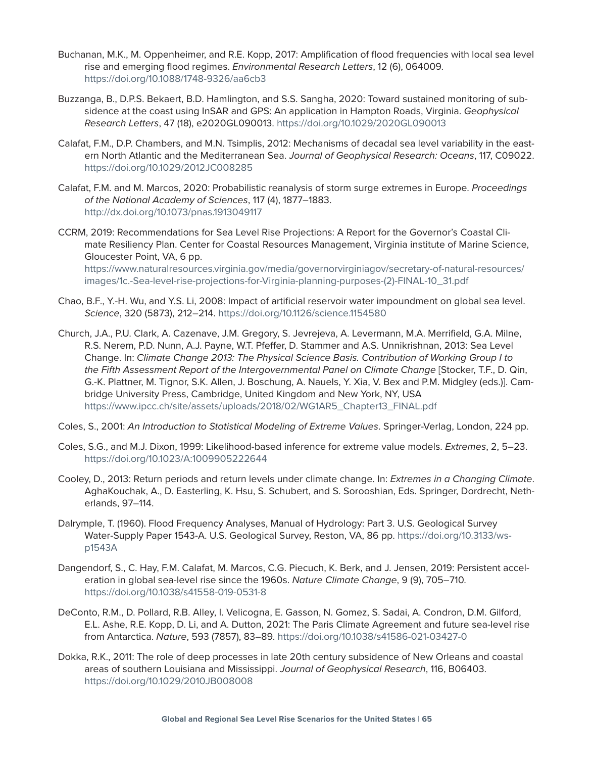Buchanan, M.K., M. Oppenheimer, and R.E. Kopp, 2017: Amplification of flood frequencies with local sea level rise and emerging flood regimes. *Environmental Research Letters*, 12 (6), 064009. https://doi.org/10.1088/1748-9326/aa6cb3

Buzzanga, B., D.P.S. Bekaert, B.D. Hamlington, and S.S. Sangha, 2020: Toward sustained monitoring of subsidence at the coast using InSAR and GPS: An application in Hampton Roads, Virginia. *Geophysical Research Letters*, 47 (18), e2020GL090013. https://doi.org/10.1029/2020GL090013

Calafat, F.M., D.P. Chambers, and M.N. Tsimplis, 2012: Mechanisms of decadal sea level variability in the eastern North Atlantic and the Mediterranean Sea. *Journal of Geophysical Research: Oceans*, 117, C09022. https://doi.org/10.1029/2012JC008285

Calafat, F.M. and M. Marcos, 2020: Probabilistic reanalysis of storm surge extremes in Europe. *Proceedings of the National Academy of Sciences*, 117 (4), 1877–1883. http://dx.doi.org/10.1073/pnas.1913049117

CCRM, 2019: Recommendations for Sea Level Rise Projections: A Report for the Governor's Coastal Climate Resiliency Plan. Center for Coastal Resources Management, Virginia institute of Marine Science, Gloucester Point, VA, 6 pp. https://www.naturalresources.virginia.gov/media/governorvirginiagov/secretary-of-natural-resources/images/1c.-Sea-level-rise-projections-for-Virginia-planning-purposes-(2)-FINAL-10_31.pdf

Chao, B.F., Y.-H. Wu, and Y.S. Li, 2008: Impact of artificial reservoir water impoundment on global sea level. *Science*, 320 (5873), 212–214. https://doi.org/10.1126/science.1154580

Church, J.A., P.U. Clark, A. Cazenave, J.M. Gregory, S. Jevrejeva, A. Levermann, M.A. Merrifield, G.A. Milne, R.S. Nerem, P.D. Nunn, A.J. Payne, W.T. Pfeffer, D. Stammer and A.S. Unnikrishnan, 2013: Sea Level Change. In: *Climate Change 2013: The Physical Science Basis. Contribution of Working Group I to the Fifth Assessment Report of the Intergovernmental Panel on Climate Change* [Stocker, T.F., D. Qin, G.-K. Plattner, M. Tignor, S.K. Allen, J. Boschung, A. Nauels, Y. Xia, V. Bex and P.M. Midgley (eds.)]. Cambridge University Press, Cambridge, United Kingdom and New York, NY, USA https://www.ipcc.ch/site/assets/uploads/2018/02/WG1AR5_Chapter13_FINAL.pdf

Coles, S., 2001: *An Introduction to Statistical Modeling of Extreme Values*. Springer-Verlag, London, 224 pp.

Coles, S.G., and M.J. Dixon, 1999: Likelihood-based inference for extreme value models. *Extremes*, 2, 5–23. https://doi.org/10.1023/A:1009905222644

Cooley, D., 2013: Return periods and return levels under climate change. In: *Extremes in a Changing Climate*. AghaKouchak, A., D. Easterling, K. Hsu, S. Schubert, and S. Sorooshian, Eds. Springer, Dordrecht, Netherlands, 97–114.

Dalrymple, T. (1960). Flood Frequency Analyses, Manual of Hydrology: Part 3. U.S. Geological Survey Water-Supply Paper 1543-A. U.S. Geological Survey, Reston, VA, 86 pp. https://doi.org/10.3133/wsp1543A

Dangendorf, S., C. Hay, F.M. Calafat, M. Marcos, C.G. Piecuch, K. Berk, and J. Jensen, 2019: Persistent acceleration in global sea-level rise since the 1960s. *Nature Climate Change*, 9 (9), 705–710. https://doi.org/10.1038/s41558-019-0531-8

DeConto, R.M., D. Pollard, R.B. Alley, I. Velicogna, E. Gasson, N. Gomez, S. Sadai, A. Condron, D.M. Gilford, E.L. Ashe, R.E. Kopp, D. Li, and A. Dutton, 2021: The Paris Climate Agreement and future sea-level rise from Antarctica. *Nature*, 593 (7857), 83–89. https://doi.org/10.1038/s41586-021-03427-0

Dokka, R.K., 2011: The role of deep processes in late 20th century subsidence of New Orleans and coastal areas of southern Louisiana and Mississippi. *Journal of Geophysical Research*, 116, B06403. https://doi.org/10.1029/2010JB008008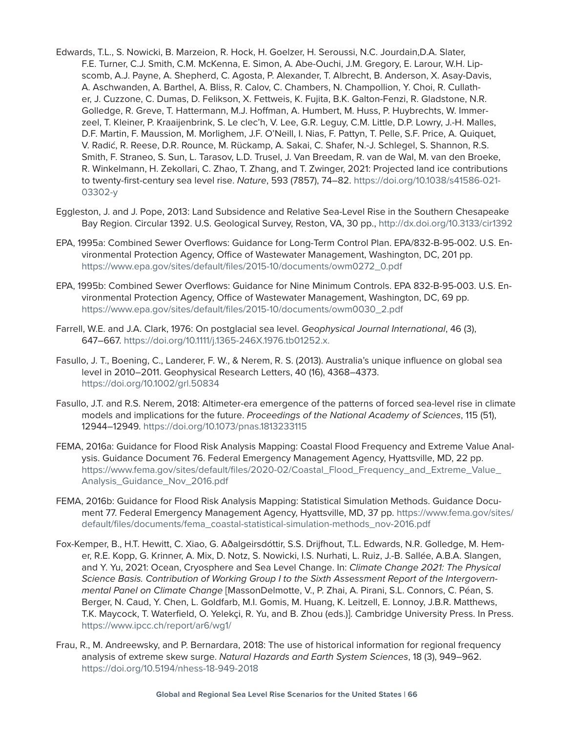Edwards, T.L., S. Nowicki, B. Marzeion, R. Hock, H. Goelzer, H. Seroussi, N.C. Jourdain,D.A. Slater, F.E. Turner, C.J. Smith, C.M. McKenna, E. Simon, A. Abe-Ouchi, J.M. Gregory, E. Larour, W.H. Lipscomb, A.J. Payne, A. Shepherd, C. Agosta, P. Alexander, T. Albrecht, B. Anderson, X. Asay-Davis, A. Aschwanden, A. Barthel, A. Bliss, R. Calov, C. Chambers, N. Champollion, Y. Choi, R. Cullather, J. Cuzzone, C. Dumas, D. Felikson, X. Fettweis, K. Fujita, B.K. Galton-Fenzi, R. Gladstone, N.R. Golledge, R. Greve, T. Hattermann, M.J. Hoffman, A. Humbert, M. Huss, P. Huybrechts, W. Immerzeel, T. Kleiner, P. Kraaijenbrink, S. Le clec'h, V. Lee, G.R. Leguy, C.M. Little, D.P. Lowry, J.-H. Malles, D.F. Martin, F. Maussion, M. Morlighem, J.F. O'Neill, I. Nias, F. Pattyn, T. Pelle, S.F. Price, A. Quiquet, V. Radić, R. Reese, D.R. Rounce, M. Rückamp, A. Sakai, C. Shafer, N.-J. Schlegel, S. Shannon, R.S. Smith, F. Straneo, S. Sun, L. Tarasov, L.D. Trusel, J. Van Breedam, R. van de Wal, M. van den Broeke, R. Winkelmann, H. Zekollari, C. Zhao, T. Zhang, and T. Zwinger, 2021: Projected land ice contributions to twenty-first-century sea level rise. *Nature*, 593 (7857), 74–82. https://doi.org/10.1038/s41586-021-03302-y

Eggleston, J. and J. Pope, 2013: Land Subsidence and Relative Sea-Level Rise in the Southern Chesapeake Bay Region. Circular 1392. U.S. Geological Survey, Reston, VA, 30 pp., http://dx.doi.org/10.3133/cir1392

EPA, 1995a: Combined Sewer Overflows: Guidance for Long-Term Control Plan. EPA/832-B-95-002. U.S. Environmental Protection Agency, Office of Wastewater Management, Washington, DC, 201 pp. https://www.epa.gov/sites/default/files/2015-10/documents/owm0272_0.pdf

EPA, 1995b: Combined Sewer Overflows: Guidance for Nine Minimum Controls. EPA 832-B-95-003. U.S. Environmental Protection Agency, Office of Wastewater Management, Washington, DC, 69 pp. https://www.epa.gov/sites/default/files/2015-10/documents/owm0030_2.pdf

Farrell, W.E. and J.A. Clark, 1976: On postglacial sea level. *Geophysical Journal International*, 46 (3), 647–667. https://doi.org/10.1111/j.1365-246X.1976.tb01252.x.

Fasullo, J. T., Boening, C., Landerer, F. W., & Nerem, R. S. (2013). Australia's unique influence on global sea level in 2010–2011. Geophysical Research Letters, 40 (16), 4368–4373. https://doi.org/10.1002/grl.50834

Fasullo, J.T. and R.S. Nerem, 2018: Altimeter-era emergence of the patterns of forced sea-level rise in climate models and implications for the future. *Proceedings of the National Academy of Sciences*, 115 (51), 12944–12949. https://doi.org/10.1073/pnas.1813233115

FEMA, 2016a: Guidance for Flood Risk Analysis Mapping: Coastal Flood Frequency and Extreme Value Analysis. Guidance Document 76. Federal Emergency Management Agency, Hyattsville, MD, 22 pp. https://www.fema.gov/sites/default/files/2020-02/Coastal_Flood_Frequency_and_Extreme_Value_Analysis_Guidance_Nov_2016.pdf

FEMA, 2016b: Guidance for Flood Risk Analysis Mapping: Statistical Simulation Methods. Guidance Document 77. Federal Emergency Management Agency, Hyattsville, MD, 37 pp. https://www.fema.gov/sites/default/files/documents/fema_coastal-statistical-simulation-methods_nov-2016.pdf

Fox-Kemper, B., H.T. Hewitt, C. Xiao, G. Aðalgeirsdóttir, S.S. Drijfhout, T.L. Edwards, N.R. Golledge, M. Hemer, R.E. Kopp, G. Krinner, A. Mix, D. Notz, S. Nowicki, I.S. Nurhati, L. Ruiz, J.-B. Sallée, A.B.A. Slangen, and Y. Yu, 2021: Ocean, Cryosphere and Sea Level Change. In: *Climate Change 2021: The Physical Science Basis. Contribution of Working Group I to the Sixth Assessment Report of the Intergovernmental Panel on Climate Change* [MassonDelmotte, V., P. Zhai, A. Pirani, S.L. Connors, C. Péan, S. Berger, N. Caud, Y. Chen, L. Goldfarb, M.I. Gomis, M. Huang, K. Leitzell, E. Lonnoy, J.B.R. Matthews, T.K. Maycock, T. Waterfield, O. Yelekçi, R. Yu, and B. Zhou (eds.)]. Cambridge University Press. In Press. https://www.ipcc.ch/report/ar6/wg1/

Frau, R., M. Andreewsky, and P. Bernardara, 2018: The use of historical information for regional frequency analysis of extreme skew surge. *Natural Hazards and Earth System Sciences*, 18 (3), 949–962. https://doi.org/10.5194/nhess-18-949-2018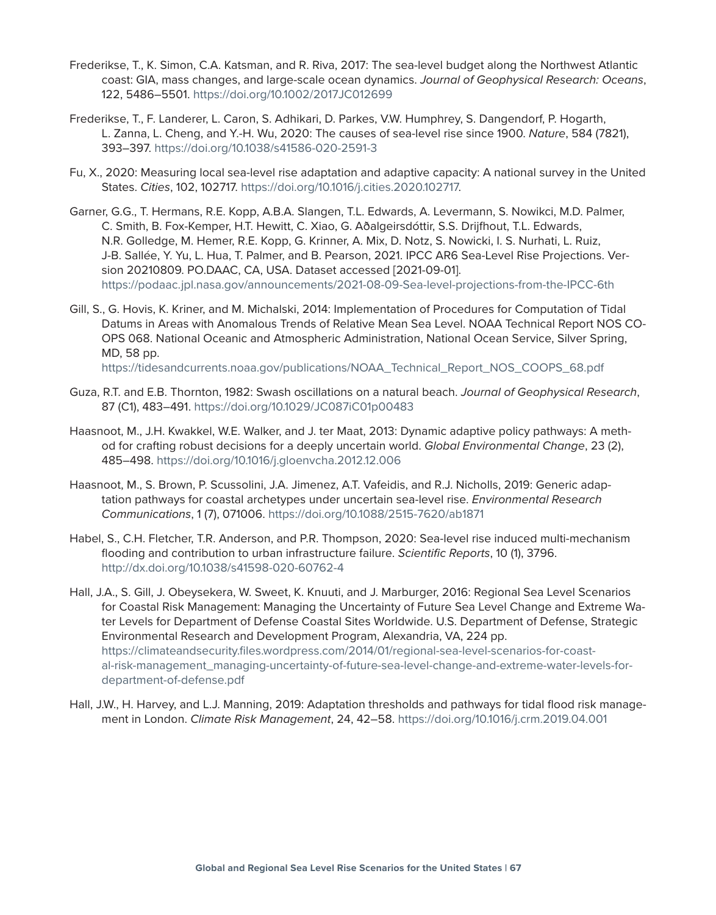Frederikse, T., K. Simon, C.A. Katsman, and R. Riva, 2017: The sea-level budget along the Northwest Atlantic coast: GIA, mass changes, and large-scale ocean dynamics. *Journal of Geophysical Research: Oceans*, 122, 5486–5501. https://doi.org/10.1002/2017JC012699

Frederikse, T., F. Landerer, L. Caron, S. Adhikari, D. Parkes, V.W. Humphrey, S. Dangendorf, P. Hogarth, L. Zanna, L. Cheng, and Y.-H. Wu, 2020: The causes of sea-level rise since 1900. *Nature*, 584 (7821), 393–397. https://doi.org/10.1038/s41586-020-2591-3

Fu, X., 2020: Measuring local sea-level rise adaptation and adaptive capacity: A national survey in the United States. *Cities*, 102, 102717. https://doi.org/10.1016/j.cities.2020.102717.

Garner, G.G., T. Hermans, R.E. Kopp, A.B.A. Slangen, T.L. Edwards, A. Levermann, S. Nowikci, M.D. Palmer, C. Smith, B. Fox-Kemper, H.T. Hewitt, C. Xiao, G. Aðalgeirsdóttir, S.S. Drijfhout, T.L. Edwards, N.R. Golledge, M. Hemer, R.E. Kopp, G. Krinner, A. Mix, D. Notz, S. Nowicki, I. S. Nurhati, L. Ruiz, J-B. Sallée, Y. Yu, L. Hua, T. Palmer, and B. Pearson, 2021. IPCC AR6 Sea-Level Rise Projections. Version 20210809. PO.DAAC, CA, USA. Dataset accessed [2021-09-01]. https://podaac.jpl.nasa.gov/announcements/2021-08-09-Sea-level-projections-from-the-IPCC-6th

Gill, S., G. Hovis, K. Kriner, and M. Michalski, 2014: Implementation of Procedures for Computation of Tidal Datums in Areas with Anomalous Trends of Relative Mean Sea Level. NOAA Technical Report NOS CO-OPS 068. National Oceanic and Atmospheric Administration, National Ocean Service, Silver Spring, MD, 58 pp. https://tidesandcurrents.noaa.gov/publications/NOAA_Technical_Report_NOS_COOPS_68.pdf

Guza, R.T. and E.B. Thornton, 1982: Swash oscillations on a natural beach. *Journal of Geophysical Research*, 87 (C1), 483–491. https://doi.org/10.1029/JC087iC01p00483

Haasnoot, M., J.H. Kwakkel, W.E. Walker, and J. ter Maat, 2013: Dynamic adaptive policy pathways: A method for crafting robust decisions for a deeply uncertain world. *Global Environmental Change*, 23 (2), 485–498. https://doi.org/10.1016/j.gloenvcha.2012.12.006

Haasnoot, M., S. Brown, P. Scussolini, J.A. Jimenez, A.T. Vafeidis, and R.J. Nicholls, 2019: Generic adaptation pathways for coastal archetypes under uncertain sea-level rise. *Environmental Research Communications*, 1 (7), 071006. https://doi.org/10.1088/2515-7620/ab1871

Habel, S., C.H. Fletcher, T.R. Anderson, and P.R. Thompson, 2020: Sea-level rise induced multi-mechanism flooding and contribution to urban infrastructure failure. *Scientific Reports*, 10 (1), 3796. http://dx.doi.org/10.1038/s41598-020-60762-4

Hall, J.A., S. Gill, J. Obeysekera, W. Sweet, K. Knuuti, and J. Marburger, 2016: Regional Sea Level Scenarios for Coastal Risk Management: Managing the Uncertainty of Future Sea Level Change and Extreme Water Levels for Department of Defense Coastal Sites Worldwide. U.S. Department of Defense, Strategic Environmental Research and Development Program, Alexandria, VA, 224 pp. https://climateandsecurity.files.wordpress.com/2014/01/regional-sea-level-scenarios-for-coastal-risk-management_managing-uncertainty-of-future-sea-level-change-and-extreme-water-levels-for-department-of-defense.pdf

Hall, J.W., H. Harvey, and L.J. Manning, 2019: Adaptation thresholds and pathways for tidal flood risk management in London. *Climate Risk Management*, 24, 42–58. https://doi.org/10.1016/j.crm.2019.04.001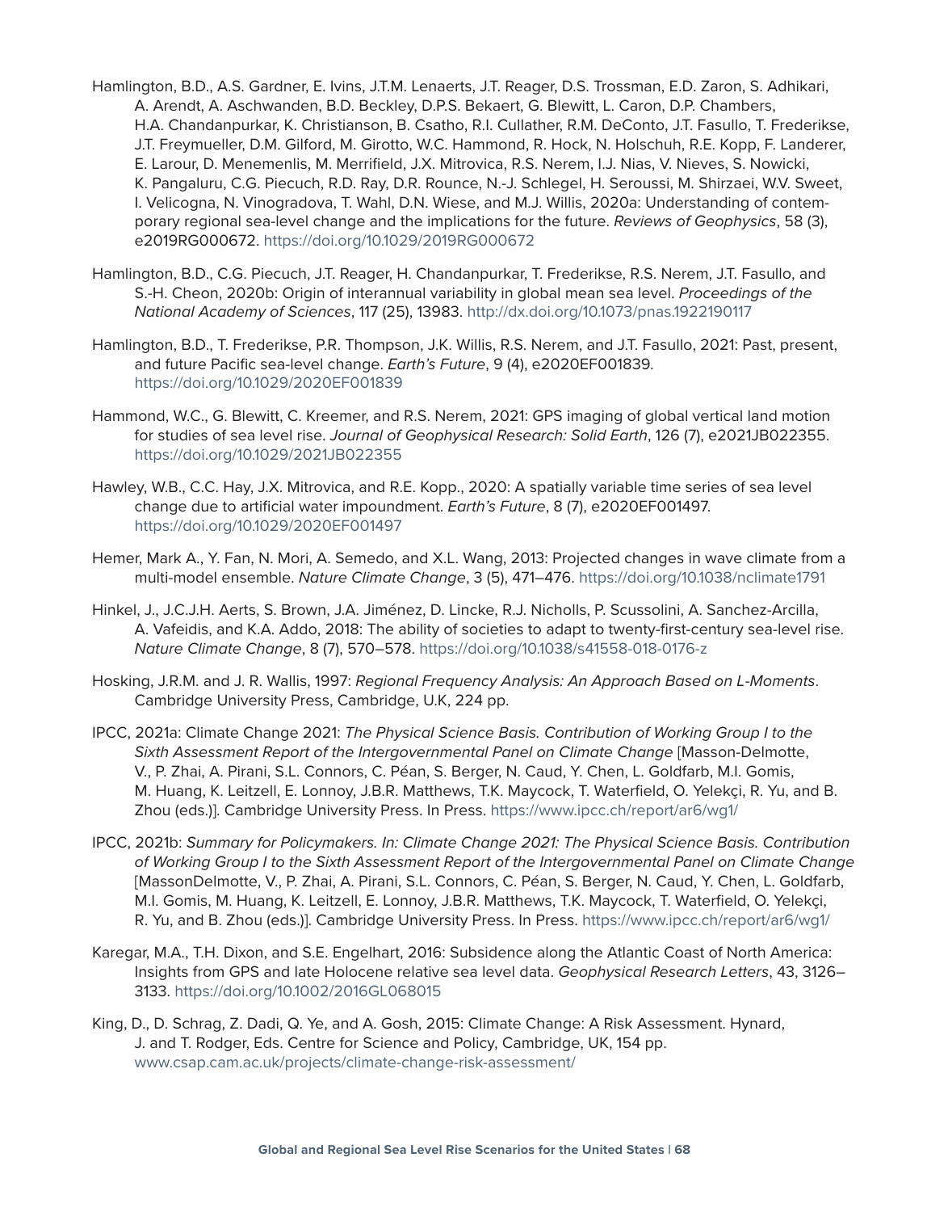Hamlington, B.D., A.S. Gardner, E. Ivins, J.T.M. Lenaerts, J.T. Reager, D.S. Trossman, E.D. Zaron, S. Adhikari, A. Arendt, A. Aschwanden, B.D. Beckley, D.P.S. Bekaert, G. Blewitt, L. Caron, D.P. Chambers, H.A. Chandanpurkar, K. Christianson, B. Csatho, R.I. Cullather, R.M. DeConto, J.T. Fasullo, T. Frederikse, J.T. Freymueller, D.M. Gilford, M. Girotto, W.C. Hammond, R. Hock, N. Holschuh, R.E. Kopp, F. Landerer, E. Larour, D. Menemenlis, M. Merrifield, J.X. Mitrovica, R.S. Nerem, I.J. Nias, V. Nieves, S. Nowicki, K. Pangaluru, C.G. Piecuch, R.D. Ray, D.R. Rounce, N.-J. Schlegel, H. Seroussi, M. Shirzaei, W.V. Sweet, I. Velicogna, N. Vinogradova, T. Wahl, D.N. Wiese, and M.J. Willis, 2020a: Understanding of contemporary regional sea-level change and the implications for the future. *Reviews of Geophysics*, 58 (3), e2019RG000672. https://doi.org/10.1029/2019RG000672

Hamlington, B.D., C.G. Piecuch, J.T. Reager, H. Chandanpurkar, T. Frederikse, R.S. Nerem, J.T. Fasullo, and S.-H. Cheon, 2020b: Origin of interannual variability in global mean sea level. *Proceedings of the National Academy of Sciences*, 117 (25), 13983. http://dx.doi.org/10.1073/pnas.1922190117

Hamlington, B.D., T. Frederikse, P.R. Thompson, J.K. Willis, R.S. Nerem, and J.T. Fasullo, 2021: Past, present, and future Pacific sea-level change. *Earth's Future*, 9 (4), e2020EF001839. https://doi.org/10.1029/2020EF001839

Hammond, W.C., G. Blewitt, C. Kreemer, and R.S. Nerem, 2021: GPS imaging of global vertical land motion for studies of sea level rise. *Journal of Geophysical Research: Solid Earth*, 126 (7), e2021JB022355. https://doi.org/10.1029/2021JB022355

Hawley, W.B., C.C. Hay, J.X. Mitrovica, and R.E. Kopp., 2020: A spatially variable time series of sea level change due to artificial water impoundment. *Earth's Future*, 8 (7), e2020EF001497. https://doi.org/10.1029/2020EF001497

Hemer, Mark A., Y. Fan, N. Mori, A. Semedo, and X.L. Wang, 2013: Projected changes in wave climate from a multi-model ensemble. *Nature Climate Change*, 3 (5), 471–476. https://doi.org/10.1038/nclimate1791

Hinkel, J., J.C.J.H. Aerts, S. Brown, J.A. Jiménez, D. Lincke, R.J. Nicholls, P. Scussolini, A. Sanchez-Arcilla, A. Vafeidis, and K.A. Addo, 2018: The ability of societies to adapt to twenty-first-century sea-level rise. *Nature Climate Change*, 8 (7), 570–578. https://doi.org/10.1038/s41558-018-0176-z

Hosking, J.R.M. and J. R. Wallis, 1997: *Regional Frequency Analysis: An Approach Based on L-Moments*. Cambridge University Press, Cambridge, U.K, 224 pp.

IPCC, 2021a: Climate Change 2021: *The Physical Science Basis. Contribution of Working Group I to the Sixth Assessment Report of the Intergovernmental Panel on Climate Change* [Masson-Delmotte, V., P. Zhai, A. Pirani, S.L. Connors, C. Péan, S. Berger, N. Caud, Y. Chen, L. Goldfarb, M.I. Gomis, M. Huang, K. Leitzell, E. Lonnoy, J.B.R. Matthews, T.K. Maycock, T. Waterfield, O. Yelekçi, R. Yu, and B. Zhou (eds.)]. Cambridge University Press. In Press. https://www.ipcc.ch/report/ar6/wg1/

IPCC, 2021b: *Summary for Policymakers. In: Climate Change 2021: The Physical Science Basis. Contribution of Working Group I to the Sixth Assessment Report of the Intergovernmental Panel on Climate Change* [MassonDelmotte, V., P. Zhai, A. Pirani, S.L. Connors, C. Péan, S. Berger, N. Caud, Y. Chen, L. Goldfarb, M.I. Gomis, M. Huang, K. Leitzell, E. Lonnoy, J.B.R. Matthews, T.K. Maycock, T. Waterfield, O. Yelekçi, R. Yu, and B. Zhou (eds.)]. Cambridge University Press. In Press. https://www.ipcc.ch/report/ar6/wg1/

Karegar, M.A., T.H. Dixon, and S.E. Engelhart, 2016: Subsidence along the Atlantic Coast of North America: Insights from GPS and late Holocene relative sea level data. *Geophysical Research Letters*, 43, 3126–3133. https://doi.org/10.1002/2016GL068015

King, D., D. Schrag, Z. Dadi, Q. Ye, and A. Gosh, 2015: Climate Change: A Risk Assessment. Hynard, J. and T. Rodger, Eds. Centre for Science and Policy, Cambridge, UK, 154 pp. www.csap.cam.ac.uk/projects/climate-change-risk-assessment/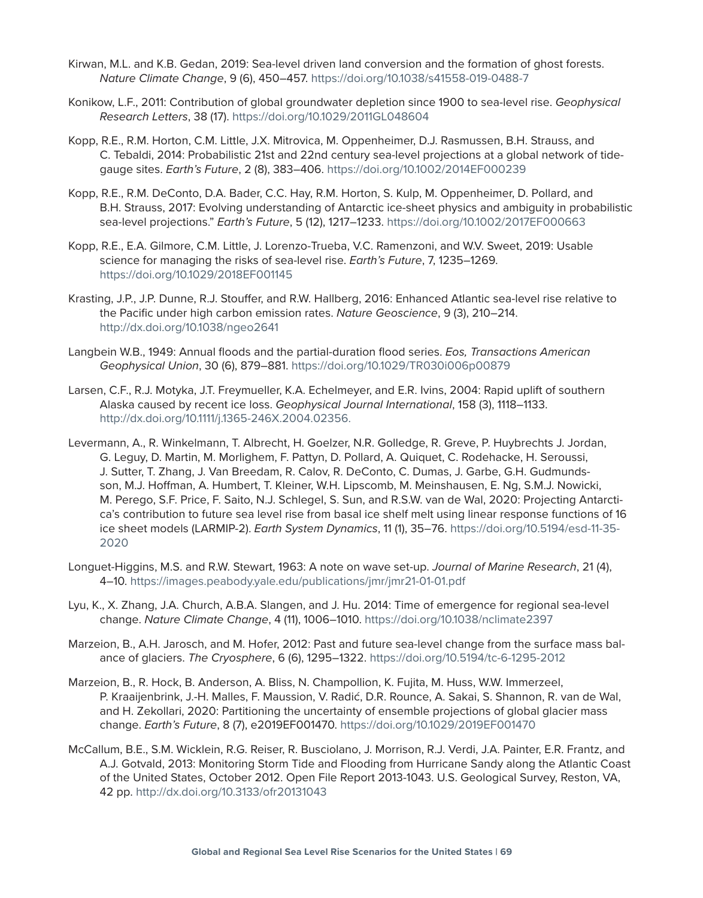Kirwan, M.L. and K.B. Gedan, 2019: Sea-level driven land conversion and the formation of ghost forests. *Nature Climate Change*, 9 (6), 450–457. https://doi.org/10.1038/s41558-019-0488-7

Konikow, L.F., 2011: Contribution of global groundwater depletion since 1900 to sea-level rise. *Geophysical Research Letters*, 38 (17). https://doi.org/10.1029/2011GL048604

Kopp, R.E., R.M. Horton, C.M. Little, J.X. Mitrovica, M. Oppenheimer, D.J. Rasmussen, B.H. Strauss, and C. Tebaldi, 2014: Probabilistic 21st and 22nd century sea-level projections at a global network of tide-gauge sites. *Earth's Future*, 2 (8), 383–406. https://doi.org/10.1002/2014EF000239

Kopp, R.E., R.M. DeConto, D.A. Bader, C.C. Hay, R.M. Horton, S. Kulp, M. Oppenheimer, D. Pollard, and B.H. Strauss, 2017: Evolving understanding of Antarctic ice-sheet physics and ambiguity in probabilistic sea-level projections." *Earth's Future*, 5 (12), 1217–1233. https://doi.org/10.1002/2017EF000663

Kopp, R.E., E.A. Gilmore, C.M. Little, J. Lorenzo-Trueba, V.C. Ramenzoni, and W.V. Sweet, 2019: Usable science for managing the risks of sea-level rise. *Earth's Future*, 7, 1235–1269. https://doi.org/10.1029/2018EF001145

Krasting, J.P., J.P. Dunne, R.J. Stouffer, and R.W. Hallberg, 2016: Enhanced Atlantic sea-level rise relative to the Pacific under high carbon emission rates. *Nature Geoscience*, 9 (3), 210–214. http://dx.doi.org/10.1038/ngeo2641

Langbein W.B., 1949: Annual floods and the partial-duration flood series. *Eos, Transactions American Geophysical Union*, 30 (6), 879–881. https://doi.org/10.1029/TR030i006p00879

Larsen, C.F., R.J. Motyka, J.T. Freymueller, K.A. Echelmeyer, and E.R. Ivins, 2004: Rapid uplift of southern Alaska caused by recent ice loss. *Geophysical Journal International*, 158 (3), 1118–1133. http://dx.doi.org/10.1111/j.1365-246X.2004.02356.

Levermann, A., R. Winkelmann, T. Albrecht, H. Goelzer, N.R. Golledge, R. Greve, P. Huybrechts J. Jordan, G. Leguy, D. Martin, M. Morlighem, F. Pattyn, D. Pollard, A. Quiquet, C. Rodehacke, H. Seroussi, J. Sutter, T. Zhang, J. Van Breedam, R. Calov, R. DeConto, C. Dumas, J. Garbe, G.H. Gudmundsson, M.J. Hoffman, A. Humbert, T. Kleiner, W.H. Lipscomb, M. Meinshausen, E. Ng, S.M.J. Nowicki, M. Perego, S.F. Price, F. Saito, N.J. Schlegel, S. Sun, and R.S.W. van de Wal, 2020: Projecting Antarctica's contribution to future sea level rise from basal ice shelf melt using linear response functions of 16 ice sheet models (LARMIP-2). *Earth System Dynamics*, 11 (1), 35–76. https://doi.org/10.5194/esd-11-35-2020

Longuet-Higgins, M.S. and R.W. Stewart, 1963: A note on wave set-up. *Journal of Marine Research*, 21 (4), 4–10. https://images.peabody.yale.edu/publications/jmr/jmr21-01-01.pdf

Lyu, K., X. Zhang, J.A. Church, A.B.A. Slangen, and J. Hu. 2014: Time of emergence for regional sea-level change. *Nature Climate Change*, 4 (11), 1006–1010. https://doi.org/10.1038/nclimate2397

Marzeion, B., A.H. Jarosch, and M. Hofer, 2012: Past and future sea-level change from the surface mass balance of glaciers. *The Cryosphere*, 6 (6), 1295–1322. https://doi.org/10.5194/tc-6-1295-2012

Marzeion, B., R. Hock, B. Anderson, A. Bliss, N. Champollion, K. Fujita, M. Huss, W.W. Immerzeel, P. Kraaijenbrink, J.-H. Malles, F. Maussion, V. Radić, D.R. Rounce, A. Sakai, S. Shannon, R. van de Wal, and H. Zekollari, 2020: Partitioning the uncertainty of ensemble projections of global glacier mass change. *Earth's Future*, 8 (7), e2019EF001470. https://doi.org/10.1029/2019EF001470

McCallum, B.E., S.M. Wicklein, R.G. Reiser, R. Busciolano, J. Morrison, R.J. Verdi, J.A. Painter, E.R. Frantz, and A.J. Gotvald, 2013: Monitoring Storm Tide and Flooding from Hurricane Sandy along the Atlantic Coast of the United States, October 2012. Open File Report 2013-1043. U.S. Geological Survey, Reston, VA, 42 pp. http://dx.doi.org/10.3133/ofr20131043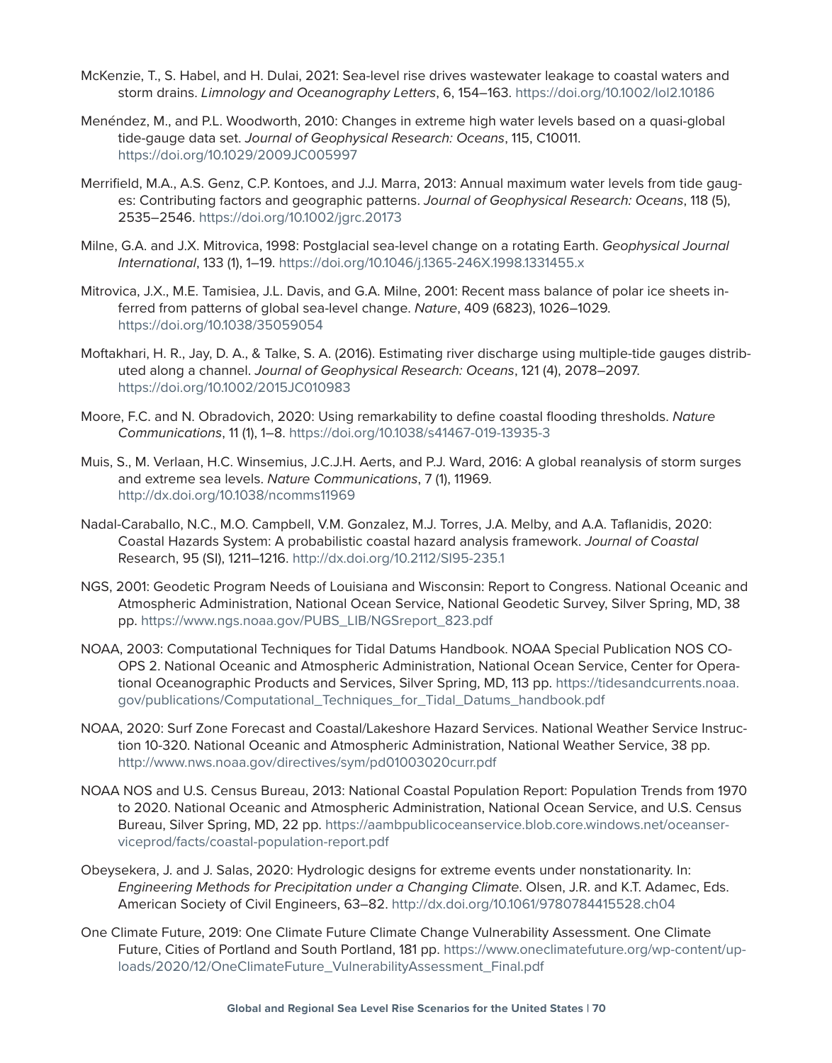McKenzie, T., S. Habel, and H. Dulai, 2021: Sea-level rise drives wastewater leakage to coastal waters and storm drains. *Limnology and Oceanography Letters*, 6, 154–163. https://doi.org/10.1002/lol2.10186

Menéndez, M., and P.L. Woodworth, 2010: Changes in extreme high water levels based on a quasi-global tide-gauge data set. *Journal of Geophysical Research: Oceans*, 115, C10011. https://doi.org/10.1029/2009JC005997

Merrifield, M.A., A.S. Genz, C.P. Kontoes, and J.J. Marra, 2013: Annual maximum water levels from tide gauges: Contributing factors and geographic patterns. *Journal of Geophysical Research: Oceans*, 118 (5), 2535–2546. https://doi.org/10.1002/jgrc.20173

Milne, G.A. and J.X. Mitrovica, 1998: Postglacial sea-level change on a rotating Earth. *Geophysical Journal International*, 133 (1), 1–19. https://doi.org/10.1046/j.1365-246X.1998.1331455.x

Mitrovica, J.X., M.E. Tamisiea, J.L. Davis, and G.A. Milne, 2001: Recent mass balance of polar ice sheets inferred from patterns of global sea-level change. *Nature*, 409 (6823), 1026–1029. https://doi.org/10.1038/35059054

Moftakhari, H. R., Jay, D. A., & Talke, S. A. (2016). Estimating river discharge using multiple-tide gauges distributed along a channel. *Journal of Geophysical Research: Oceans*, 121 (4), 2078–2097. https://doi.org/10.1002/2015JC010983

Moore, F.C. and N. Obradovich, 2020: Using remarkability to define coastal flooding thresholds. *Nature Communications*, 11 (1), 1–8. https://doi.org/10.1038/s41467-019-13935-3

Muis, S., M. Verlaan, H.C. Winsemius, J.C.J.H. Aerts, and P.J. Ward, 2016: A global reanalysis of storm surges and extreme sea levels. *Nature Communications*, 7 (1), 11969. http://dx.doi.org/10.1038/ncomms11969

Nadal-Caraballo, N.C., M.O. Campbell, V.M. Gonzalez, M.J. Torres, J.A. Melby, and A.A. Taflanidis, 2020: Coastal Hazards System: A probabilistic coastal hazard analysis framework. *Journal of Coastal* Research, 95 (SI), 1211–1216. http://dx.doi.org/10.2112/SI95-235.1

NGS, 2001: Geodetic Program Needs of Louisiana and Wisconsin: Report to Congress. National Oceanic and Atmospheric Administration, National Ocean Service, National Geodetic Survey, Silver Spring, MD, 38 pp. https://www.ngs.noaa.gov/PUBS_LIB/NGSreport_823.pdf

NOAA, 2003: Computational Techniques for Tidal Datums Handbook. NOAA Special Publication NOS CO-OPS 2. National Oceanic and Atmospheric Administration, National Ocean Service, Center for Operational Oceanographic Products and Services, Silver Spring, MD, 113 pp. https://tidesandcurrents.noaa.gov/publications/Computational_Techniques_for_Tidal_Datums_handbook.pdf

NOAA, 2020: Surf Zone Forecast and Coastal/Lakeshore Hazard Services. National Weather Service Instruction 10-320. National Oceanic and Atmospheric Administration, National Weather Service, 38 pp. http://www.nws.noaa.gov/directives/sym/pd01003020curr.pdf

NOAA NOS and U.S. Census Bureau, 2013: National Coastal Population Report: Population Trends from 1970 to 2020. National Oceanic and Atmospheric Administration, National Ocean Service, and U.S. Census Bureau, Silver Spring, MD, 22 pp. https://aambpublicoceanservice.blob.core.windows.net/oceanserviceprod/facts/coastal-population-report.pdf

Obeysekera, J. and J. Salas, 2020: Hydrologic designs for extreme events under nonstationarity. In: *Engineering Methods for Precipitation under a Changing Climate*. Olsen, J.R. and K.T. Adamec, Eds. American Society of Civil Engineers, 63–82. http://dx.doi.org/10.1061/9780784415528.ch04

One Climate Future, 2019: One Climate Future Climate Change Vulnerability Assessment. One Climate Future, Cities of Portland and South Portland, 181 pp. https://www.oneclimatefuture.org/wp-content/uploads/2020/12/OneClimateFuture_VulnerabilityAssessment_Final.pdf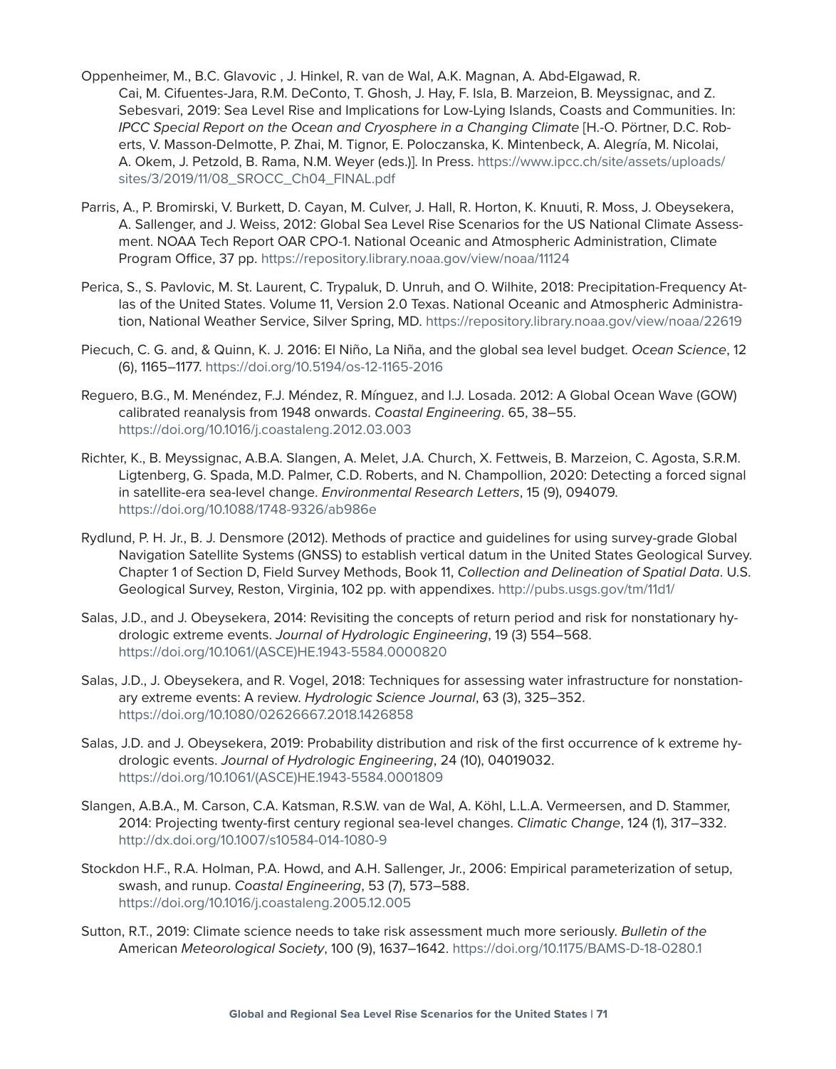Oppenheimer, M., B.C. Glavovic , J. Hinkel, R. van de Wal, A.K. Magnan, A. Abd-Elgawad, R. Cai, M. Cifuentes-Jara, R.M. DeConto, T. Ghosh, J. Hay, F. Isla, B. Marzeion, B. Meyssignac, and Z. Sebesvari, 2019: Sea Level Rise and Implications for Low-Lying Islands, Coasts and Communities. In: *IPCC Special Report on the Ocean and Cryosphere in a Changing Climate* [H.-O. Pörtner, D.C. Roberts, V. Masson-Delmotte, P. Zhai, M. Tignor, E. Poloczanska, K. Mintenbeck, A. Alegría, M. Nicolai, A. Okem, J. Petzold, B. Rama, N.M. Weyer (eds.)]. In Press. https://www.ipcc.ch/site/assets/uploads/sites/3/2019/11/08_SROCC_Ch04_FINAL.pdf

Parris, A., P. Bromirski, V. Burkett, D. Cayan, M. Culver, J. Hall, R. Horton, K. Knuuti, R. Moss, J. Obeysekera, A. Sallenger, and J. Weiss, 2012: Global Sea Level Rise Scenarios for the US National Climate Assessment. NOAA Tech Report OAR CPO-1. National Oceanic and Atmospheric Administration, Climate Program Office, 37 pp. https://repository.library.noaa.gov/view/noaa/11124

Perica, S., S. Pavlovic, M. St. Laurent, C. Trypaluk, D. Unruh, and O. Wilhite, 2018: Precipitation-Frequency Atlas of the United States. Volume 11, Version 2.0 Texas. National Oceanic and Atmospheric Administration, National Weather Service, Silver Spring, MD. https://repository.library.noaa.gov/view/noaa/22619

Piecuch, C. G. and, & Quinn, K. J. 2016: El Niño, La Niña, and the global sea level budget. *Ocean Science*, 12 (6), 1165–1177. https://doi.org/10.5194/os-12-1165-2016

Reguero, B.G., M. Menéndez, F.J. Méndez, R. Mínguez, and I.J. Losada. 2012: A Global Ocean Wave (GOW) calibrated reanalysis from 1948 onwards. *Coastal Engineering*. 65, 38–55. https://doi.org/10.1016/j.coastaleng.2012.03.003

Richter, K., B. Meyssignac, A.B.A. Slangen, A. Melet, J.A. Church, X. Fettweis, B. Marzeion, C. Agosta, S.R.M. Ligtenberg, G. Spada, M.D. Palmer, C.D. Roberts, and N. Champollion, 2020: Detecting a forced signal in satellite-era sea-level change. *Environmental Research Letters*, 15 (9), 094079. https://doi.org/10.1088/1748-9326/ab986e

Rydlund, P. H. Jr., B. J. Densmore (2012). Methods of practice and guidelines for using survey-grade Global Navigation Satellite Systems (GNSS) to establish vertical datum in the United States Geological Survey. Chapter 1 of Section D, Field Survey Methods, Book 11, *Collection and Delineation of Spatial Data*. U.S. Geological Survey, Reston, Virginia, 102 pp. with appendixes. http://pubs.usgs.gov/tm/11d1/

Salas, J.D., and J. Obeysekera, 2014: Revisiting the concepts of return period and risk for nonstationary hydrologic extreme events. *Journal of Hydrologic Engineering*, 19 (3) 554–568. https://doi.org/10.1061/(ASCE)HE.1943-5584.0000820

Salas, J.D., J. Obeysekera, and R. Vogel, 2018: Techniques for assessing water infrastructure for nonstationary extreme events: A review. *Hydrologic Science Journal*, 63 (3), 325–352. https://doi.org/10.1080/02626667.2018.1426858

Salas, J.D. and J. Obeysekera, 2019: Probability distribution and risk of the first occurrence of k extreme hydrologic events. *Journal of Hydrologic Engineering*, 24 (10), 04019032. https://doi.org/10.1061/(ASCE)HE.1943-5584.0001809

Slangen, A.B.A., M. Carson, C.A. Katsman, R.S.W. van de Wal, A. Köhl, L.L.A. Vermeersen, and D. Stammer, 2014: Projecting twenty-first century regional sea-level changes. *Climatic Change*, 124 (1), 317–332. http://dx.doi.org/10.1007/s10584-014-1080-9

Stockdon H.F., R.A. Holman, P.A. Howd, and A.H. Sallenger, Jr., 2006: Empirical parameterization of setup, swash, and runup. *Coastal Engineering*, 53 (7), 573–588. https://doi.org/10.1016/j.coastaleng.2005.12.005

Sutton, R.T., 2019: Climate science needs to take risk assessment much more seriously. *Bulletin of the* American *Meteorological Society*, 100 (9), 1637–1642. https://doi.org/10.1175/BAMS-D-18-0280.1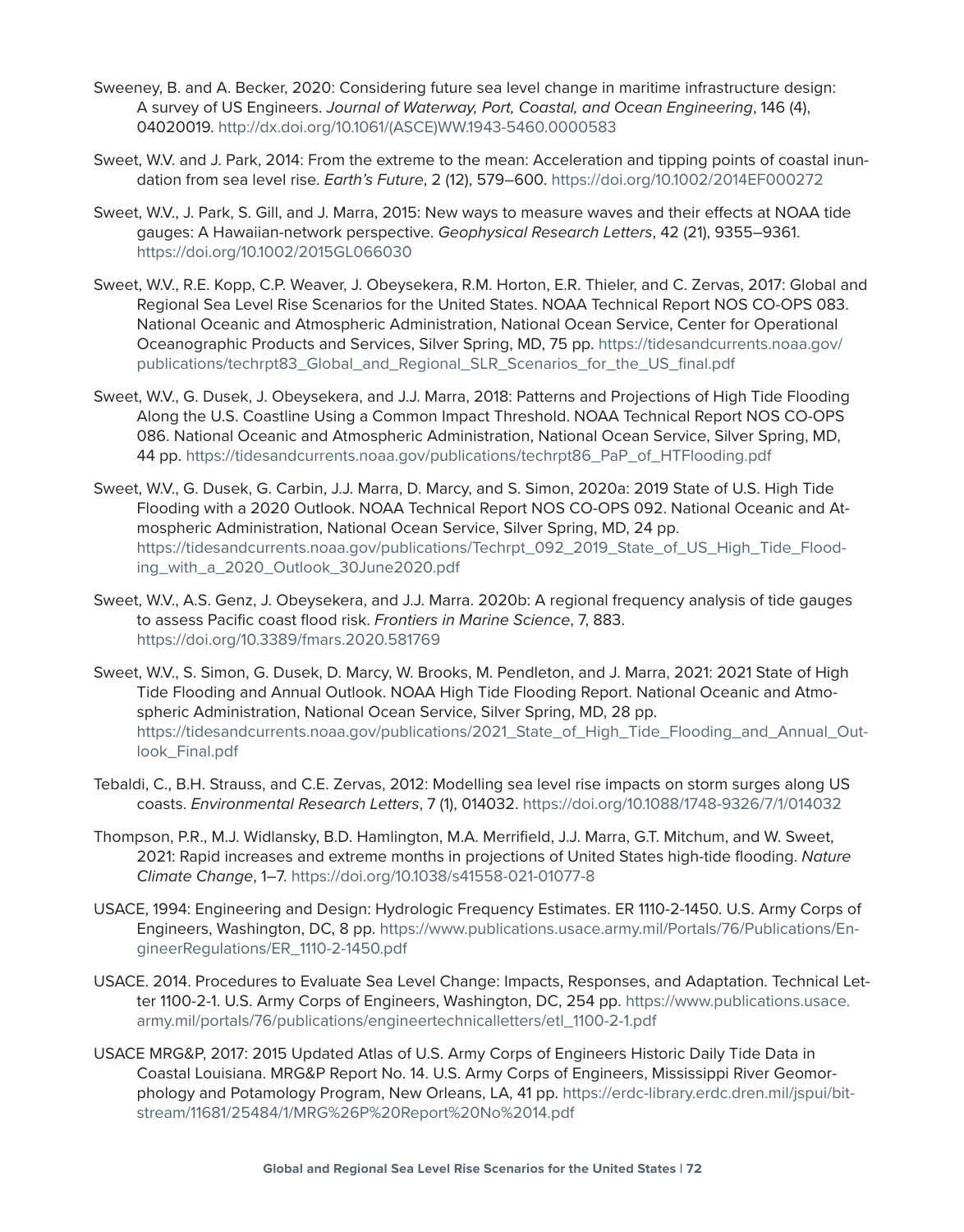Sweeney, B. and A. Becker, 2020: Considering future sea level change in maritime infrastructure design: A survey of US Engineers. *Journal of Waterway, Port, Coastal, and Ocean Engineering*, 146 (4), 04020019. http://dx.doi.org/10.1061/(ASCE)WW.1943-5460.0000583

Sweet, W.V. and J. Park, 2014: From the extreme to the mean: Acceleration and tipping points of coastal inundation from sea level rise. *Earth's Future*, 2 (12), 579–600. https://doi.org/10.1002/2014EF000272

Sweet, W.V., J. Park, S. Gill, and J. Marra, 2015: New ways to measure waves and their effects at NOAA tide gauges: A Hawaiian-network perspective. *Geophysical Research Letters*, 42 (21), 9355–9361. https://doi.org/10.1002/2015GL066030

Sweet, W.V., R.E. Kopp, C.P. Weaver, J. Obeysekera, R.M. Horton, E.R. Thieler, and C. Zervas, 2017: Global and Regional Sea Level Rise Scenarios for the United States. NOAA Technical Report NOS CO-OPS 083. National Oceanic and Atmospheric Administration, National Ocean Service, Center for Operational Oceanographic Products and Services, Silver Spring, MD, 75 pp. https://tidesandcurrents.noaa.gov/publications/techrpt83_Global_and_Regional_SLR_Scenarios_for_the_US_final.pdf

Sweet, W.V., G. Dusek, J. Obeysekera, and J.J. Marra, 2018: Patterns and Projections of High Tide Flooding Along the U.S. Coastline Using a Common Impact Threshold. NOAA Technical Report NOS CO-OPS 086. National Oceanic and Atmospheric Administration, National Ocean Service, Silver Spring, MD, 44 pp. https://tidesandcurrents.noaa.gov/publications/techrpt86_PaP_of_HTFlooding.pdf

Sweet, W.V., G. Dusek, G. Carbin, J.J. Marra, D. Marcy, and S. Simon, 2020a: 2019 State of U.S. High Tide Flooding with a 2020 Outlook. NOAA Technical Report NOS CO-OPS 092. National Oceanic and Atmospheric Administration, National Ocean Service, Silver Spring, MD, 24 pp. https://tidesandcurrents.noaa.gov/publications/Techrpt_092_2019_State_of_US_High_Tide_Flooding_with_a_2020_Outlook_30June2020.pdf

Sweet, W.V., A.S. Genz, J. Obeysekera, and J.J. Marra. 2020b: A regional frequency analysis of tide gauges to assess Pacific coast flood risk. *Frontiers in Marine Science*, 7, 883. https://doi.org/10.3389/fmars.2020.581769

Sweet, W.V., S. Simon, G. Dusek, D. Marcy, W. Brooks, M. Pendleton, and J. Marra, 2021: 2021 State of High Tide Flooding and Annual Outlook. NOAA High Tide Flooding Report. National Oceanic and Atmospheric Administration, National Ocean Service, Silver Spring, MD, 28 pp. https://tidesandcurrents.noaa.gov/publications/2021_State_of_High_Tide_Flooding_and_Annual_Outlook_Final.pdf

Tebaldi, C., B.H. Strauss, and C.E. Zervas, 2012: Modelling sea level rise impacts on storm surges along US coasts. *Environmental Research Letters*, 7 (1), 014032. https://doi.org/10.1088/1748-9326/7/1/014032

Thompson, P.R., M.J. Widlansky, B.D. Hamlington, M.A. Merrifield, J.J. Marra, G.T. Mitchum, and W. Sweet, 2021: Rapid increases and extreme months in projections of United States high-tide flooding. *Nature Climate Change*, 1–7. https://doi.org/10.1038/s41558-021-01077-8

USACE, 1994: Engineering and Design: Hydrologic Frequency Estimates. ER 1110-2-1450. U.S. Army Corps of Engineers, Washington, DC, 8 pp. https://www.publications.usace.army.mil/Portals/76/Publications/EngineerRegulations/ER_1110-2-1450.pdf

USACE. 2014. Procedures to Evaluate Sea Level Change: Impacts, Responses, and Adaptation. Technical Letter 1100-2-1. U.S. Army Corps of Engineers, Washington, DC, 254 pp. https://www.publications.usace.army.mil/portals/76/publications/engineertechnicalletters/etl_1100-2-1.pdf

USACE MRG&P, 2017: 2015 Updated Atlas of U.S. Army Corps of Engineers Historic Daily Tide Data in Coastal Louisiana. MRG&P Report No. 14. U.S. Army Corps of Engineers, Mississippi River Geomorphology and Potamology Program, New Orleans, LA, 41 pp. https://erdc-library.erdc.dren.mil/jspui/bitstream/11681/25484/1/MRG%26P%20Report%20No%2014.pdf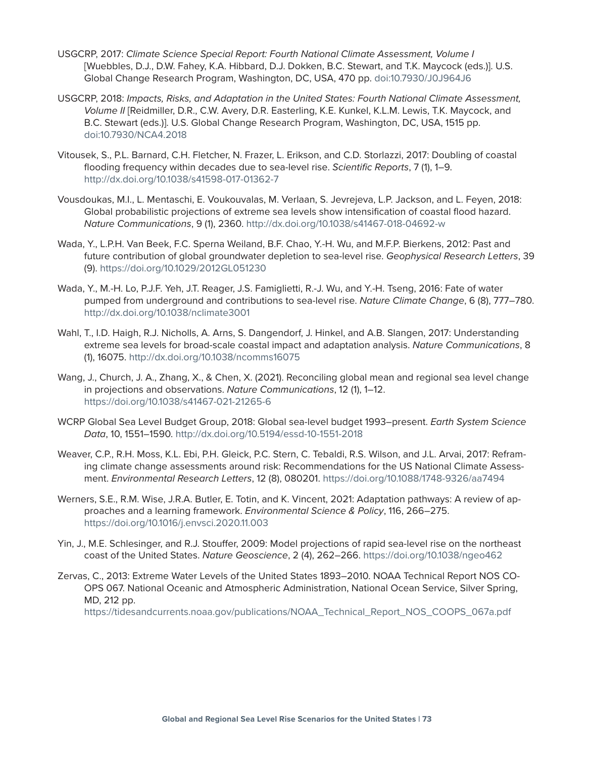USGCRP, 2017: *Climate Science Special Report: Fourth National Climate Assessment, Volume I* [Wuebbles, D.J., D.W. Fahey, K.A. Hibbard, D.J. Dokken, B.C. Stewart, and T.K. Maycock (eds.)]. U.S. Global Change Research Program, Washington, DC, USA, 470 pp. doi:10.7930/J0J964J6

USGCRP, 2018: *Impacts, Risks, and Adaptation in the United States: Fourth National Climate Assessment, Volume II* [Reidmiller, D.R., C.W. Avery, D.R. Easterling, K.E. Kunkel, K.L.M. Lewis, T.K. Maycock, and B.C. Stewart (eds.)]. U.S. Global Change Research Program, Washington, DC, USA, 1515 pp. doi:10.7930/NCA4.2018

Vitousek, S., P.L. Barnard, C.H. Fletcher, N. Frazer, L. Erikson, and C.D. Storlazzi, 2017: Doubling of coastal flooding frequency within decades due to sea-level rise. *Scientific Reports*, 7 (1), 1–9. http://dx.doi.org/10.1038/s41598-017-01362-7

Vousdoukas, M.I., L. Mentaschi, E. Voukouvalas, M. Verlaan, S. Jevrejeva, L.P. Jackson, and L. Feyen, 2018: Global probabilistic projections of extreme sea levels show intensification of coastal flood hazard. *Nature Communications*, 9 (1), 2360. http://dx.doi.org/10.1038/s41467-018-04692-w

Wada, Y., L.P.H. Van Beek, F.C. Sperna Weiland, B.F. Chao, Y.-H. Wu, and M.F.P. Bierkens, 2012: Past and future contribution of global groundwater depletion to sea-level rise. *Geophysical Research Letters*, 39 (9). https://doi.org/10.1029/2012GL051230

Wada, Y., M.-H. Lo, P.J.F. Yeh, J.T. Reager, J.S. Famiglietti, R.-J. Wu, and Y.-H. Tseng, 2016: Fate of water pumped from underground and contributions to sea-level rise. *Nature Climate Change*, 6 (8), 777–780. http://dx.doi.org/10.1038/nclimate3001

Wahl, T., I.D. Haigh, R.J. Nicholls, A. Arns, S. Dangendorf, J. Hinkel, and A.B. Slangen, 2017: Understanding extreme sea levels for broad-scale coastal impact and adaptation analysis. *Nature Communications*, 8 (1), 16075. http://dx.doi.org/10.1038/ncomms16075

Wang, J., Church, J. A., Zhang, X., & Chen, X. (2021). Reconciling global mean and regional sea level change in projections and observations. *Nature Communications*, 12 (1), 1–12. https://doi.org/10.1038/s41467-021-21265-6

WCRP Global Sea Level Budget Group, 2018: Global sea-level budget 1993–present. *Earth System Science Data*, 10, 1551–1590. http://dx.doi.org/10.5194/essd-10-1551-2018

Weaver, C.P., R.H. Moss, K.L. Ebi, P.H. Gleick, P.C. Stern, C. Tebaldi, R.S. Wilson, and J.L. Arvai, 2017: Reframing climate change assessments around risk: Recommendations for the US National Climate Assessment. *Environmental Research Letters*, 12 (8), 080201. https://doi.org/10.1088/1748-9326/aa7494

Werners, S.E., R.M. Wise, J.R.A. Butler, E. Totin, and K. Vincent, 2021: Adaptation pathways: A review of approaches and a learning framework. *Environmental Science & Policy*, 116, 266–275. https://doi.org/10.1016/j.envsci.2020.11.003

Yin, J., M.E. Schlesinger, and R.J. Stouffer, 2009: Model projections of rapid sea-level rise on the northeast coast of the United States. *Nature Geoscience*, 2 (4), 262–266. https://doi.org/10.1038/ngeo462

Zervas, C., 2013: Extreme Water Levels of the United States 1893–2010. NOAA Technical Report NOS CO-OPS 067. National Oceanic and Atmospheric Administration, National Ocean Service, Silver Spring, MD, 212 pp. https://tidesandcurrents.noaa.gov/publications/NOAA_Technical_Report_NOS_COOPS_067a.pdf